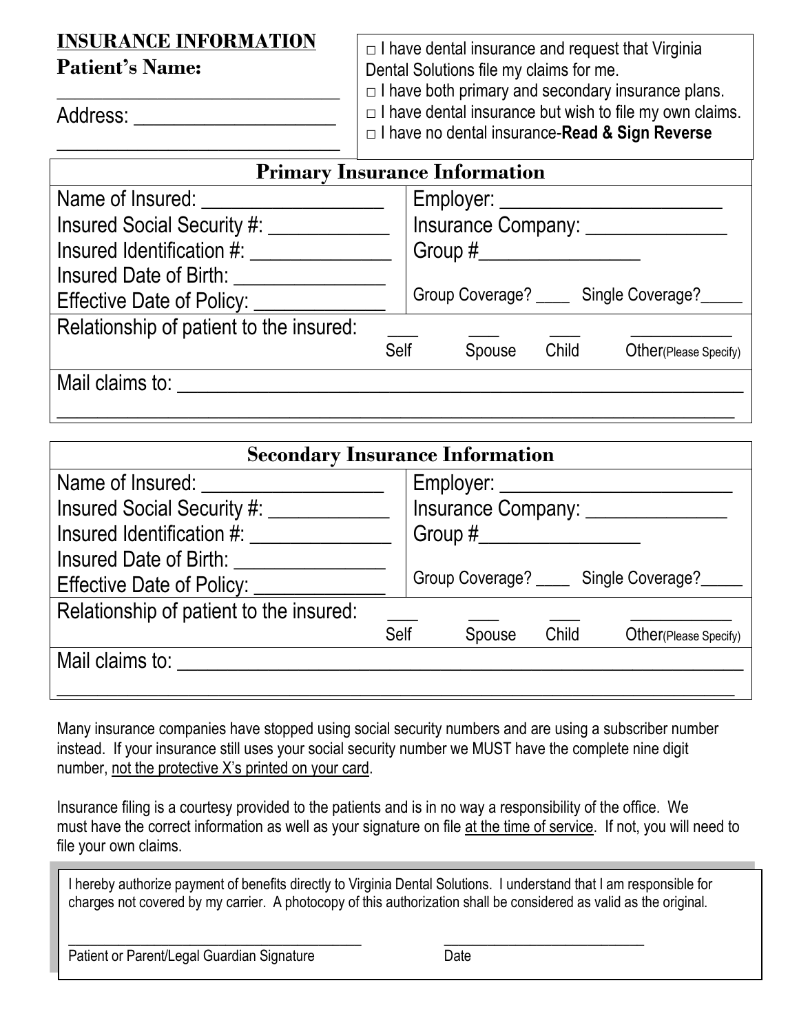**INSURANCE INFORMATION**

**Patient's Name:** ______________________________

Address: ____________________

______________________________

- □ I have dental insurance and request that Virginia Dental Solutions file my claims for me.
- □ I have both primary and secondary insurance plans.
- □ I have dental insurance but wish to file my own claims.
- □ I have no dental insurance-**Read & Sign Reverse**

## Primary Insurance Information

| | |
|---|---|
| Name of Insured: __________________ | Employer: ______________________ |
| Insured Social Security #: ____________ | Insurance Company: ______________ |
| Insured Identification #: ______________ | Group #________________ |
| Insured Date of Birth: _______________ | |
| Effective Date of Policy: _____________ | Group Coverage? ____ Single Coverage?_____ |

Relationship of patient to the insured: ___ Self ___ Spouse ___ Child __________ Other(Please Specify)

Mail claims to: ______________________________________________________

______________________________________________________________________

## Secondary Insurance Information

| | |
|---|---|
| Name of Insured: __________________ | Employer: ______________________ |
| Insured Social Security #: ____________ | Insurance Company: ______________ |
| Insured Identification #: ______________ | Group #________________ |
| Insured Date of Birth: _______________ | |
| Effective Date of Policy: _____________ | Group Coverage? ____ Single Coverage?_____ |

Relationship of patient to the insured: ___ Self ___ Spouse ___ Child __________ Other(Please Specify)

Mail claims to: ______________________________________________________

______________________________________________________________________

Many insurance companies have stopped using social security numbers and are using a subscriber number instead. If your insurance still uses your social security number we MUST have the complete nine digit number, not the protective X's printed on your card.

Insurance filing is a courtesy provided to the patients and is in no way a responsibility of the office. We must have the correct information as well as your signature on file at the time of service. If not, you will need to file your own claims.

I hereby authorize payment of benefits directly to Virginia Dental Solutions. I understand that I am responsible for charges not covered by my carrier. A photocopy of this authorization shall be considered as valid as the original.

________________________________________ ____________________________

Patient or Parent/Legal Guardian Signature Date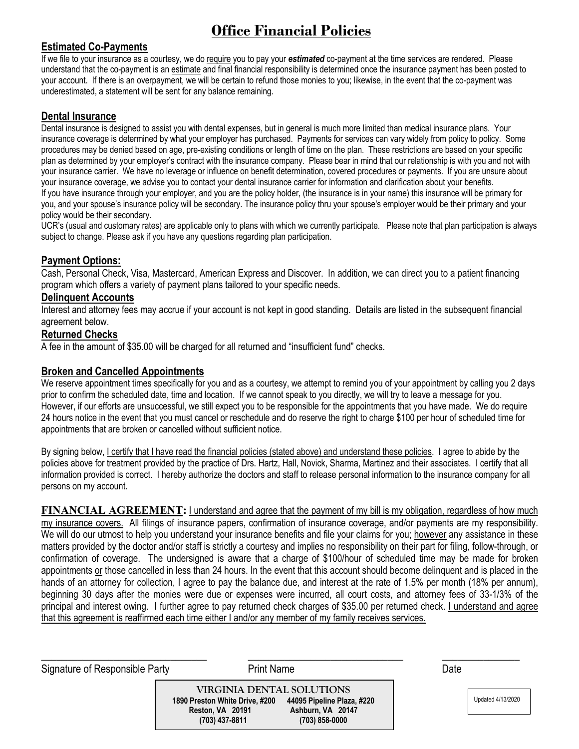# Office Financial Policies

## Estimated Co-Payments

If we file to your insurance as a courtesy, we do require you to pay your ***estimated*** co-payment at the time services are rendered. Please understand that the co-payment is an estimate and final financial responsibility is determined once the insurance payment has been posted to your account. If there is an overpayment, we will be certain to refund those monies to you; likewise, in the event that the co-payment was underestimated, a statement will be sent for any balance remaining.

## Dental Insurance

Dental insurance is designed to assist you with dental expenses, but in general is much more limited than medical insurance plans. Your insurance coverage is determined by what your employer has purchased. Payments for services can vary widely from policy to policy. Some procedures may be denied based on age, pre-existing conditions or length of time on the plan. These restrictions are based on your specific plan as determined by your employer's contract with the insurance company. Please bear in mind that our relationship is with you and not with your insurance carrier. We have no leverage or influence on benefit determination, covered procedures or payments. If you are unsure about your insurance coverage, we advise you to contact your dental insurance carrier for information and clarification about your benefits.

If you have insurance through your employer, and you are the policy holder, (the insurance is in your name) this insurance will be primary for you, and your spouse's insurance policy will be secondary. The insurance policy thru your spouse's employer would be their primary and your policy would be their secondary.

UCR's (usual and customary rates) are applicable only to plans with which we currently participate. Please note that plan participation is always subject to change. Please ask if you have any questions regarding plan participation.

## Payment Options:

Cash, Personal Check, Visa, Mastercard, American Express and Discover. In addition, we can direct you to a patient financing program which offers a variety of payment plans tailored to your specific needs.

## Delinquent Accounts

Interest and attorney fees may accrue if your account is not kept in good standing. Details are listed in the subsequent financial agreement below.

## Returned Checks

A fee in the amount of $35.00 will be charged for all returned and "insufficient fund" checks.

## Broken and Cancelled Appointments

We reserve appointment times specifically for you and as a courtesy, we attempt to remind you of your appointment by calling you 2 days prior to confirm the scheduled date, time and location. If we cannot speak to you directly, we will try to leave a message for you. However, if our efforts are unsuccessful, we still expect you to be responsible for the appointments that you have made. We do require 24 hours notice in the event that you must cancel or reschedule and do reserve the right to charge $100 per hour of scheduled time for appointments that are broken or cancelled without sufficient notice.

By signing below, I certify that I have read the financial policies (stated above) and understand these policies. I agree to abide by the policies above for treatment provided by the practice of Drs. Hartz, Hall, Novick, Sharma, Martinez and their associates. I certify that all information provided is correct. I hereby authorize the doctors and staff to release personal information to the insurance company for all persons on my account.

**FINANCIAL AGREEMENT:** I understand and agree that the payment of my bill is my obligation, regardless of how much my insurance covers. All filings of insurance papers, confirmation of insurance coverage, and/or payments are my responsibility. We will do our utmost to help you understand your insurance benefits and file your claims for you; however any assistance in these matters provided by the doctor and/or staff is strictly a courtesy and implies no responsibility on their part for filing, follow-through, or confirmation of coverage. The undersigned is aware that a charge of $100/hour of scheduled time may be made for broken appointments or those cancelled in less than 24 hours. In the event that this account should become delinquent and is placed in the hands of an attorney for collection, I agree to pay the balance due, and interest at the rate of 1.5% per month (18% per annum), beginning 30 days after the monies were due or expenses were incurred, all court costs, and attorney fees of 33-1/3% of the principal and interest owing. I further agree to pay returned check charges of $35.00 per returned check. I understand and agree that this agreement is reaffirmed each time either I and/or any member of my family receives services.

\_\_\_\_\_\_\_\_\_\_\_\_\_\_\_\_\_\_\_\_\_\_\_\_\_\_\_\_\_\_ \_\_\_\_\_\_\_\_\_\_\_\_\_\_\_\_\_\_\_\_\_\_\_\_\_\_\_\_\_\_ \_\_\_\_\_\_\_\_\_\_\_\_\_\_\_

Signature of Responsible Party | Print Name | Date

**VIRGINIA DENTAL SOLUTIONS**

**1890 Preston White Drive, #200**
**Reston, VA 20191**
**(703) 437-8811**

**44095 Pipeline Plaza, #220**
**Ashburn, VA 20147**
**(703) 858-0000**

Updated 4/13/2020